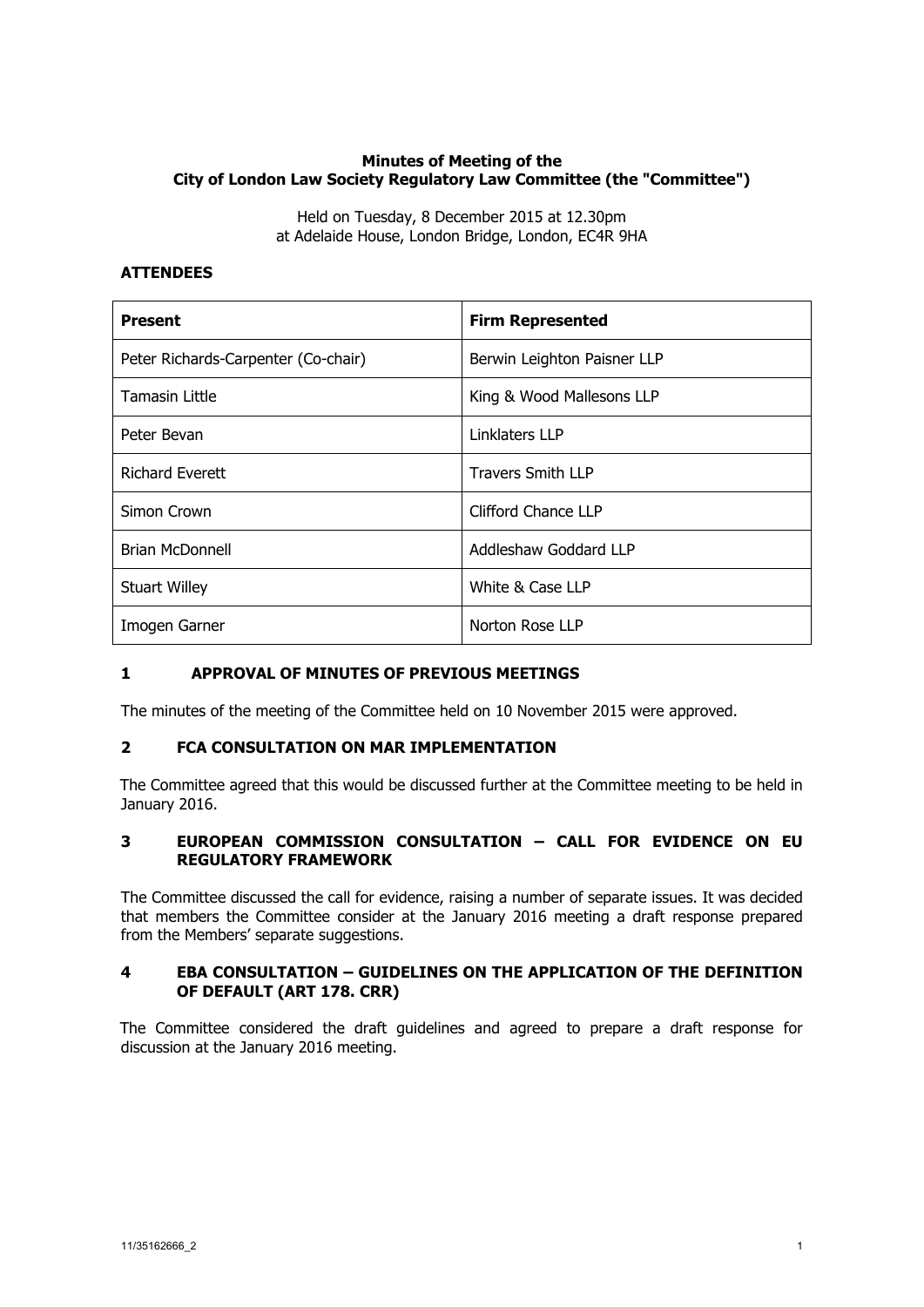**Minutes of Meeting of the**
**City of London Law Society Regulatory Law Committee (the "Committee")**

Held on Tuesday, 8 December 2015 at 12.30pm
at Adelaide House, London Bridge, London, EC4R 9HA

**ATTENDEES**

| **Present** | **Firm Represented** |
|---|---|
| Peter Richards-Carpenter (Co-chair) | Berwin Leighton Paisner LLP |
| Tamasin Little | King & Wood Mallesons LLP |
| Peter Bevan | Linklaters LLP |
| Richard Everett | Travers Smith LLP |
| Simon Crown | Clifford Chance LLP |
| Brian McDonnell | Addleshaw Goddard LLP |
| Stuart Willey | White & Case LLP |
| Imogen Garner | Norton Rose LLP |

## 1 APPROVAL OF MINUTES OF PREVIOUS MEETINGS

The minutes of the meeting of the Committee held on 10 November 2015 were approved.

## 2 FCA CONSULTATION ON MAR IMPLEMENTATION

The Committee agreed that this would be discussed further at the Committee meeting to be held in January 2016.

## 3 EUROPEAN COMMISSION CONSULTATION – CALL FOR EVIDENCE ON EU REGULATORY FRAMEWORK

The Committee discussed the call for evidence, raising a number of separate issues. It was decided that members the Committee consider at the January 2016 meeting a draft response prepared from the Members' separate suggestions.

## 4 EBA CONSULTATION – GUIDELINES ON THE APPLICATION OF THE DEFINITION OF DEFAULT (ART 178. CRR)

The Committee considered the draft guidelines and agreed to prepare a draft response for discussion at the January 2016 meeting.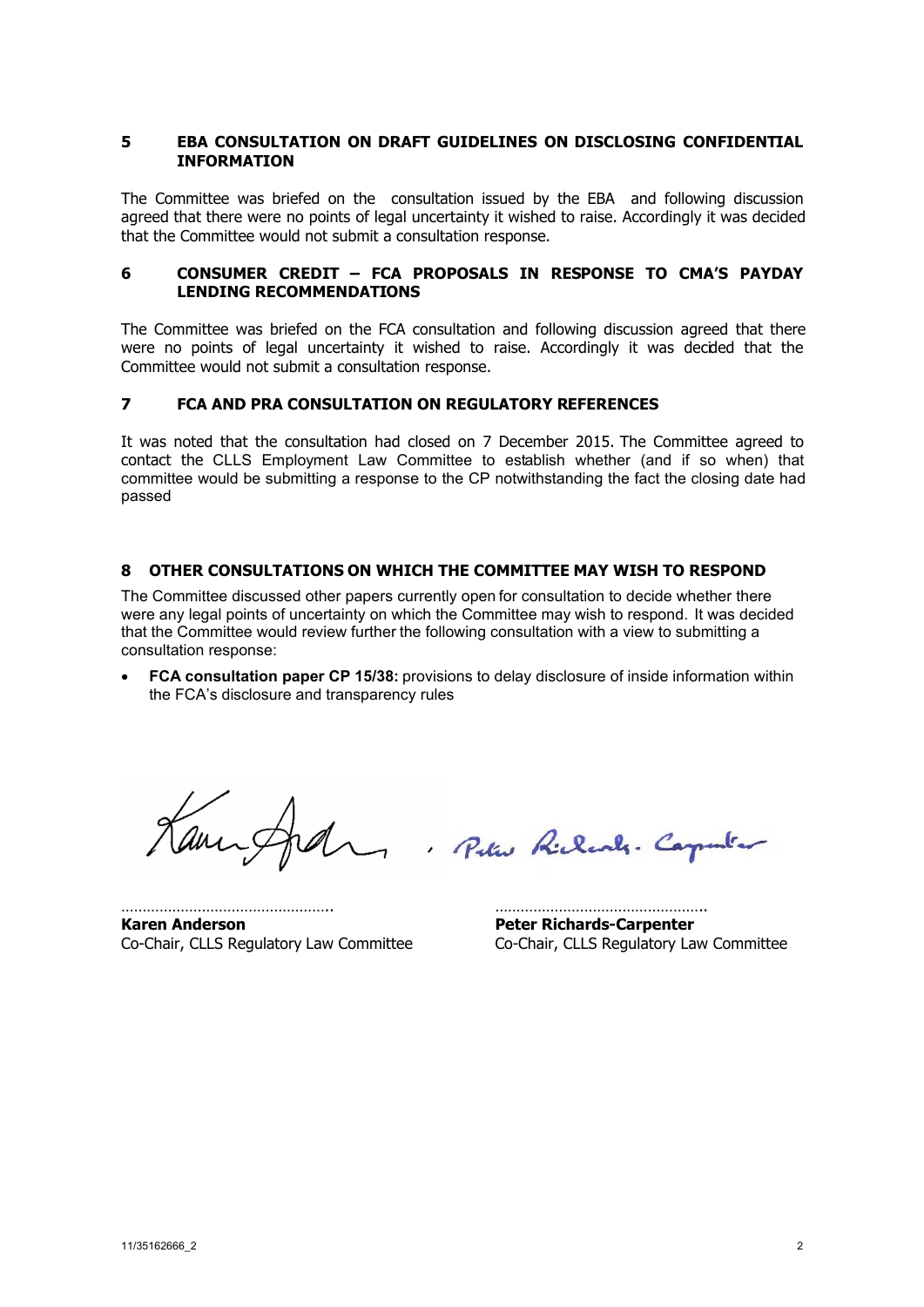## 5 EBA CONSULTATION ON DRAFT GUIDELINES ON DISCLOSING CONFIDENTIAL INFORMATION

The Committee was briefed on the consultation issued by the EBA and following discussion agreed that there were no points of legal uncertainty it wished to raise. Accordingly it was decided that the Committee would not submit a consultation response.

## 6 CONSUMER CREDIT – FCA PROPOSALS IN RESPONSE TO CMA'S PAYDAY LENDING RECOMMENDATIONS

The Committee was briefed on the FCA consultation and following discussion agreed that there were no points of legal uncertainty it wished to raise. Accordingly it was decided that the Committee would not submit a consultation response.

## 7 FCA AND PRA CONSULTATION ON REGULATORY REFERENCES

It was noted that the consultation had closed on 7 December 2015. The Committee agreed to contact the CLLS Employment Law Committee to establish whether (and if so when) that committee would be submitting a response to the CP notwithstanding the fact the closing date had passed

## 8 OTHER CONSULTATIONS ON WHICH THE COMMITTEE MAY WISH TO RESPOND

The Committee discussed other papers currently open for consultation to decide whether there were any legal points of uncertainty on which the Committee may wish to respond. It was decided that the Committee would review further the following consultation with a view to submitting a consultation response:

- **FCA consultation paper CP 15/38:** provisions to delay disclosure of inside information within the FCA's disclosure and transparency rules

……………………………………………

**Karen Anderson**
Co-Chair, CLLS Regulatory Law Committee

……………………………………………

**Peter Richards-Carpenter**
Co-Chair, CLLS Regulatory Law Committee

11/35162666_2